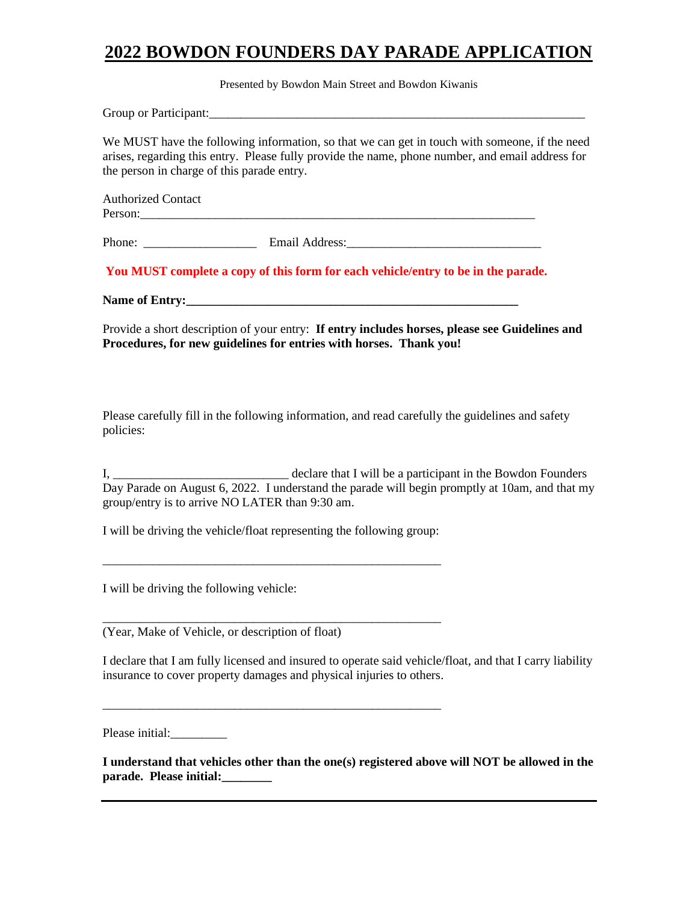# 2022 BOWDON FOUNDERS DAY PARADE APPLICATION

Presented by Bowdon Main Street and Bowdon Kiwanis

Group or Participant:_______________________________________________________________

We MUST have the following information, so that we can get in touch with someone, if the need arises, regarding this entry. Please fully provide the name, phone number, and email address for the person in charge of this parade entry.

Authorized Contact Person:____________________________________________________________________

Phone: __________________ Email Address:_______________________________

**You MUST complete a copy of this form for each vehicle/entry to be in the parade.**

**Name of Entry:________________________________________________________**

Provide a short description of your entry: **If entry includes horses, please see Guidelines and Procedures, for new guidelines for entries with horses. Thank you!**

Please carefully fill in the following information, and read carefully the guidelines and safety policies:

I, ____________________________ declare that I will be a participant in the Bowdon Founders Day Parade on August 6, 2022. I understand the parade will begin promptly at 10am, and that my group/entry is to arrive NO LATER than 9:30 am.

I will be driving the vehicle/float representing the following group:

________________________________________________________

I will be driving the following vehicle:

________________________________________________________

(Year, Make of Vehicle, or description of float)

I declare that I am fully licensed and insured to operate said vehicle/float, and that I carry liability insurance to cover property damages and physical injuries to others.

________________________________________________________

Please initial:_________

**I understand that vehicles other than the one(s) registered above will NOT be allowed in the parade. Please initial:________**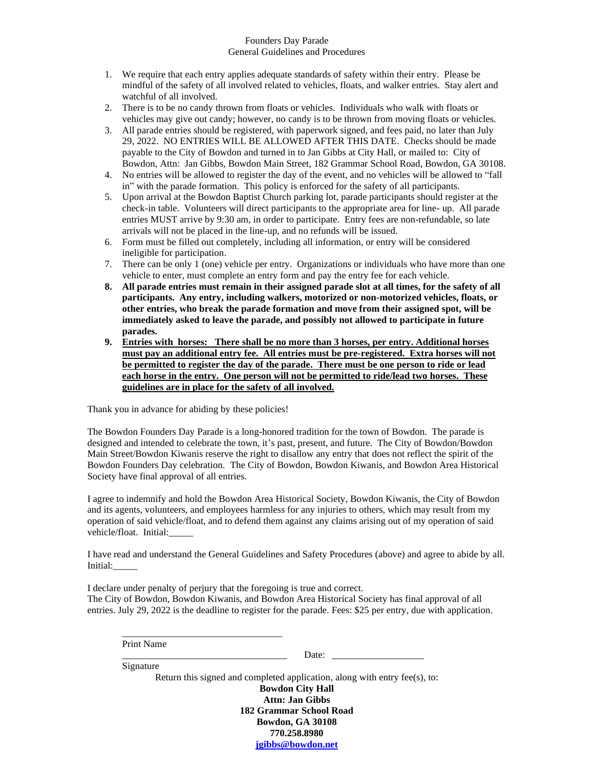Founders Day Parade
General Guidelines and Procedures

1. We require that each entry applies adequate standards of safety within their entry. Please be mindful of the safety of all involved related to vehicles, floats, and walker entries. Stay alert and watchful of all involved.
2. There is to be no candy thrown from floats or vehicles. Individuals who walk with floats or vehicles may give out candy; however, no candy is to be thrown from moving floats or vehicles.
3. All parade entries should be registered, with paperwork signed, and fees paid, no later than July 29, 2022. NO ENTRIES WILL BE ALLOWED AFTER THIS DATE. Checks should be made payable to the City of Bowdon and turned in to Jan Gibbs at City Hall, or mailed to: City of Bowdon, Attn: Jan Gibbs, Bowdon Main Street, 182 Grammar School Road, Bowdon, GA 30108.
4. No entries will be allowed to register the day of the event, and no vehicles will be allowed to "fall in" with the parade formation. This policy is enforced for the safety of all participants.
5. Upon arrival at the Bowdon Baptist Church parking lot, parade participants should register at the check-in table. Volunteers will direct participants to the appropriate area for line- up. All parade entries MUST arrive by 9:30 am, in order to participate. Entry fees are non-refundable, so late arrivals will not be placed in the line-up, and no refunds will be issued.
6. Form must be filled out completely, including all information, or entry will be considered ineligible for participation.
7. There can be only 1 (one) vehicle per entry. Organizations or individuals who have more than one vehicle to enter, must complete an entry form and pay the entry fee for each vehicle.
8. **All parade entries must remain in their assigned parade slot at all times, for the safety of all participants. Any entry, including walkers, motorized or non-motorized vehicles, floats, or other entries, who break the parade formation and move from their assigned spot, will be immediately asked to leave the parade, and possibly not allowed to participate in future parades.**
9. **Entries with horses: There shall be no more than 3 horses, per entry. Additional horses must pay an additional entry fee. All entries must be pre-registered. Extra horses will not be permitted to register the day of the parade. There must be one person to ride or lead each horse in the entry. One person will not be permitted to ride/lead two horses. These guidelines are in place for the safety of all involved.**

Thank you in advance for abiding by these policies!

The Bowdon Founders Day Parade is a long-honored tradition for the town of Bowdon. The parade is designed and intended to celebrate the town, it's past, present, and future. The City of Bowdon/Bowdon Main Street/Bowdon Kiwanis reserve the right to disallow any entry that does not reflect the spirit of the Bowdon Founders Day celebration. The City of Bowdon, Bowdon Kiwanis, and Bowdon Area Historical Society have final approval of all entries.

I agree to indemnify and hold the Bowdon Area Historical Society, Bowdon Kiwanis, the City of Bowdon and its agents, volunteers, and employees harmless for any injuries to others, which may result from my operation of said vehicle/float, and to defend them against any claims arising out of my operation of said vehicle/float. Initial:_____

I have read and understand the General Guidelines and Safety Procedures (above) and agree to abide by all. Initial:_____

I declare under penalty of perjury that the foregoing is true and correct.
The City of Bowdon, Bowdon Kiwanis, and Bowdon Area Historical Society has final approval of all entries. July 29, 2022 is the deadline to register for the parade. Fees: $25 per entry, due with application.

_________________________________
Print Name

_________________________________ Date: ___________________
Signature

Return this signed and completed application, along with entry fee(s), to:

**Bowdon City Hall**
**Attn: Jan Gibbs**
**182 Grammar School Road**
**Bowdon, GA 30108**
**770.258.8980**
**jgibbs@bowdon.net**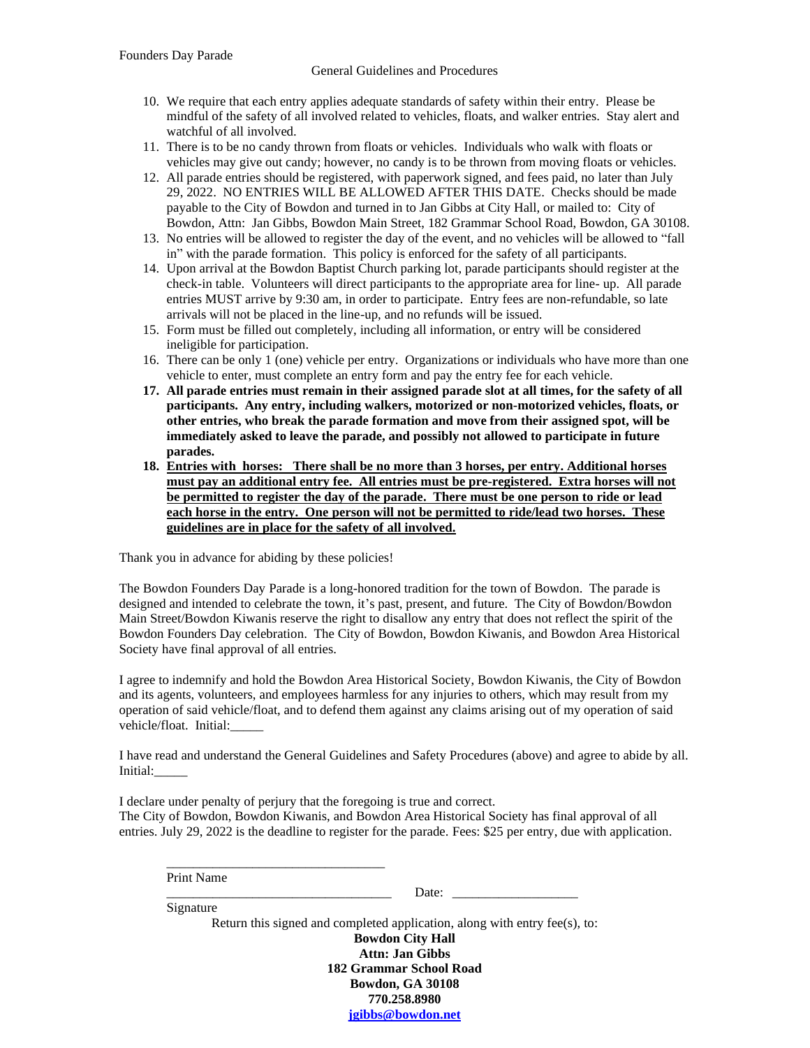Founders Day Parade

General Guidelines and Procedures

10. We require that each entry applies adequate standards of safety within their entry. Please be mindful of the safety of all involved related to vehicles, floats, and walker entries. Stay alert and watchful of all involved.
11. There is to be no candy thrown from floats or vehicles. Individuals who walk with floats or vehicles may give out candy; however, no candy is to be thrown from moving floats or vehicles.
12. All parade entries should be registered, with paperwork signed, and fees paid, no later than July 29, 2022. NO ENTRIES WILL BE ALLOWED AFTER THIS DATE. Checks should be made payable to the City of Bowdon and turned in to Jan Gibbs at City Hall, or mailed to: City of Bowdon, Attn: Jan Gibbs, Bowdon Main Street, 182 Grammar School Road, Bowdon, GA 30108.
13. No entries will be allowed to register the day of the event, and no vehicles will be allowed to "fall in" with the parade formation. This policy is enforced for the safety of all participants.
14. Upon arrival at the Bowdon Baptist Church parking lot, parade participants should register at the check-in table. Volunteers will direct participants to the appropriate area for line- up. All parade entries MUST arrive by 9:30 am, in order to participate. Entry fees are non-refundable, so late arrivals will not be placed in the line-up, and no refunds will be issued.
15. Form must be filled out completely, including all information, or entry will be considered ineligible for participation.
16. There can be only 1 (one) vehicle per entry. Organizations or individuals who have more than one vehicle to enter, must complete an entry form and pay the entry fee for each vehicle.
17. **All parade entries must remain in their assigned parade slot at all times, for the safety of all participants. Any entry, including walkers, motorized or non-motorized vehicles, floats, or other entries, who break the parade formation and move from their assigned spot, will be immediately asked to leave the parade, and possibly not allowed to participate in future parades.**
18. **Entries with horses: There shall be no more than 3 horses, per entry. Additional horses must pay an additional entry fee. All entries must be pre-registered. Extra horses will not be permitted to register the day of the parade. There must be one person to ride or lead each horse in the entry. One person will not be permitted to ride/lead two horses. These guidelines are in place for the safety of all involved.**

Thank you in advance for abiding by these policies!

The Bowdon Founders Day Parade is a long-honored tradition for the town of Bowdon. The parade is designed and intended to celebrate the town, it's past, present, and future. The City of Bowdon/Bowdon Main Street/Bowdon Kiwanis reserve the right to disallow any entry that does not reflect the spirit of the Bowdon Founders Day celebration. The City of Bowdon, Bowdon Kiwanis, and Bowdon Area Historical Society have final approval of all entries.

I agree to indemnify and hold the Bowdon Area Historical Society, Bowdon Kiwanis, the City of Bowdon and its agents, volunteers, and employees harmless for any injuries to others, which may result from my operation of said vehicle/float, and to defend them against any claims arising out of my operation of said vehicle/float. Initial:_____

I have read and understand the General Guidelines and Safety Procedures (above) and agree to abide by all. Initial:_____

I declare under penalty of perjury that the foregoing is true and correct.
The City of Bowdon, Bowdon Kiwanis, and Bowdon Area Historical Society has final approval of all entries. July 29, 2022 is the deadline to register for the parade. Fees: $25 per entry, due with application.

_________________________________
Print Name

_________________________________ Date: ___________________
Signature

Return this signed and completed application, along with entry fee(s), to:

**Bowdon City Hall**
**Attn: Jan Gibbs**
**182 Grammar School Road**
**Bowdon, GA 30108**
**770.258.8980**
**jgibbs@bowdon.net**